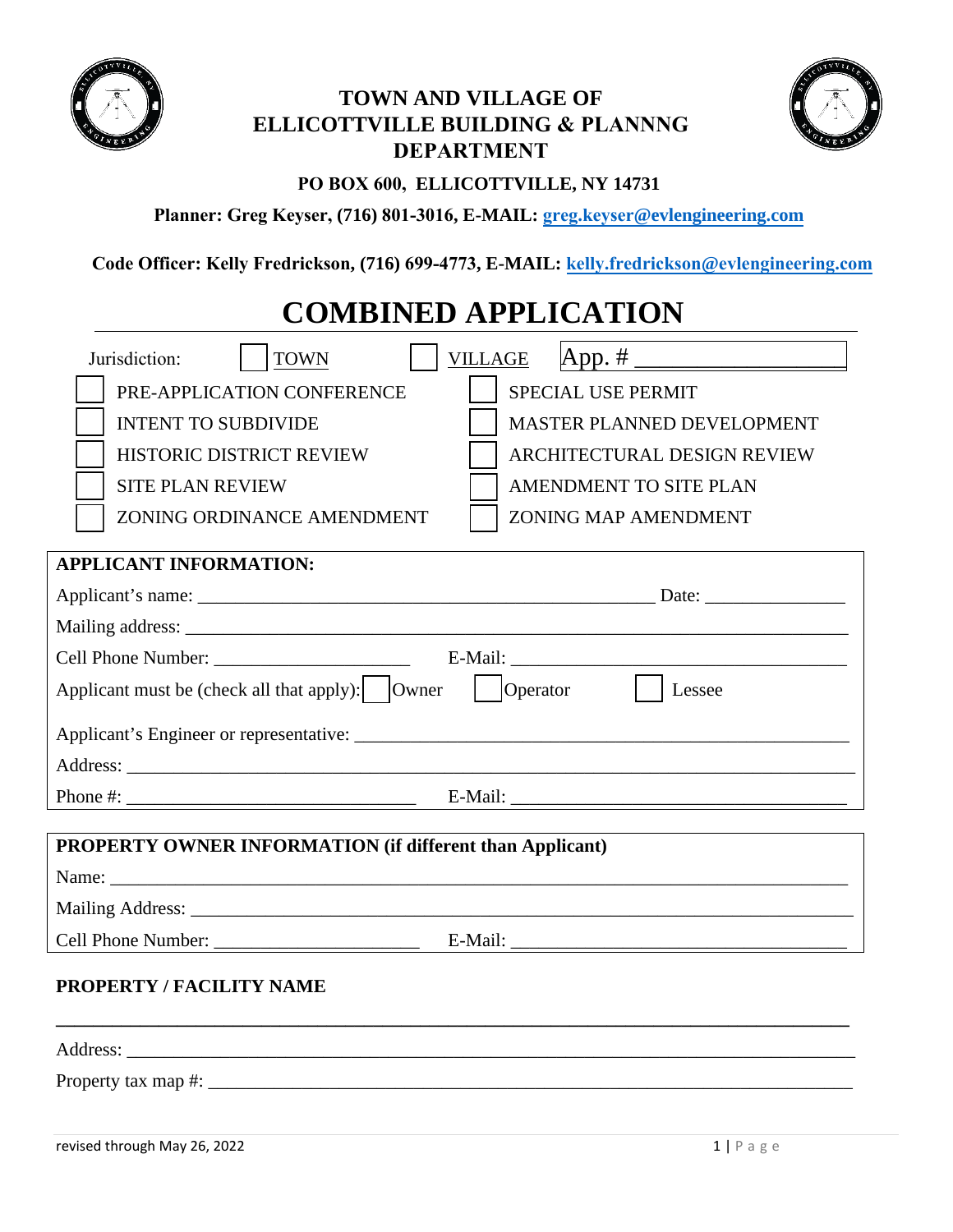# TOWN AND VILLAGE OF ELLICOTTVILLE BUILDING & PLANNNG DEPARTMENT

**PO BOX 600, ELLICOTTVILLE, NY 14731**

**Planner: Greg Keyser, (716) 801-3016, E-MAIL: greg.keyser@evlengineering.com**

**Code Officer: Kelly Fredrickson, (716) 699-4773, E-MAIL: kelly.fredrickson@evlengineering.com**

# COMBINED APPLICATION

Jurisdiction: ☐ TOWN ☐ VILLAGE App. # ____________________

| | |
|---|---|
| ☐ PRE-APPLICATION CONFERENCE | ☐ SPECIAL USE PERMIT |
| ☐ INTENT TO SUBDIVIDE | ☐ MASTER PLANNED DEVELOPMENT |
| ☐ HISTORIC DISTRICT REVIEW | ☐ ARCHITECTURAL DESIGN REVIEW |
| ☐ SITE PLAN REVIEW | ☐ AMENDMENT TO SITE PLAN |
| ☐ ZONING ORDINANCE AMENDMENT | ☐ ZONING MAP AMENDMENT |

**APPLICANT INFORMATION:**

Applicant's name: ____________________________________________ Date: _______________

Mailing address: ____________________________________________________________________

Cell Phone Number: _____________________ E-Mail: ___________________________________

Applicant must be (check all that apply): ☐ Owner ☐ Operator ☐ Lessee

Applicant's Engineer or representative: ______________________________________________

Address: ___________________________________________________________________________

Phone #: ______________________________ E-Mail: ___________________________________

**PROPERTY OWNER INFORMATION (if different than Applicant)**

Name: _____________________________________________________________________________

Mailing Address: ____________________________________________________________________

Cell Phone Number: ______________________ E-Mail: __________________________________

**PROPERTY / FACILITY NAME**

___________________________________________________________________________________

Address: ___________________________________________________________________________

Property tax map #: __________________________________________________________________

revised through May 26, 2022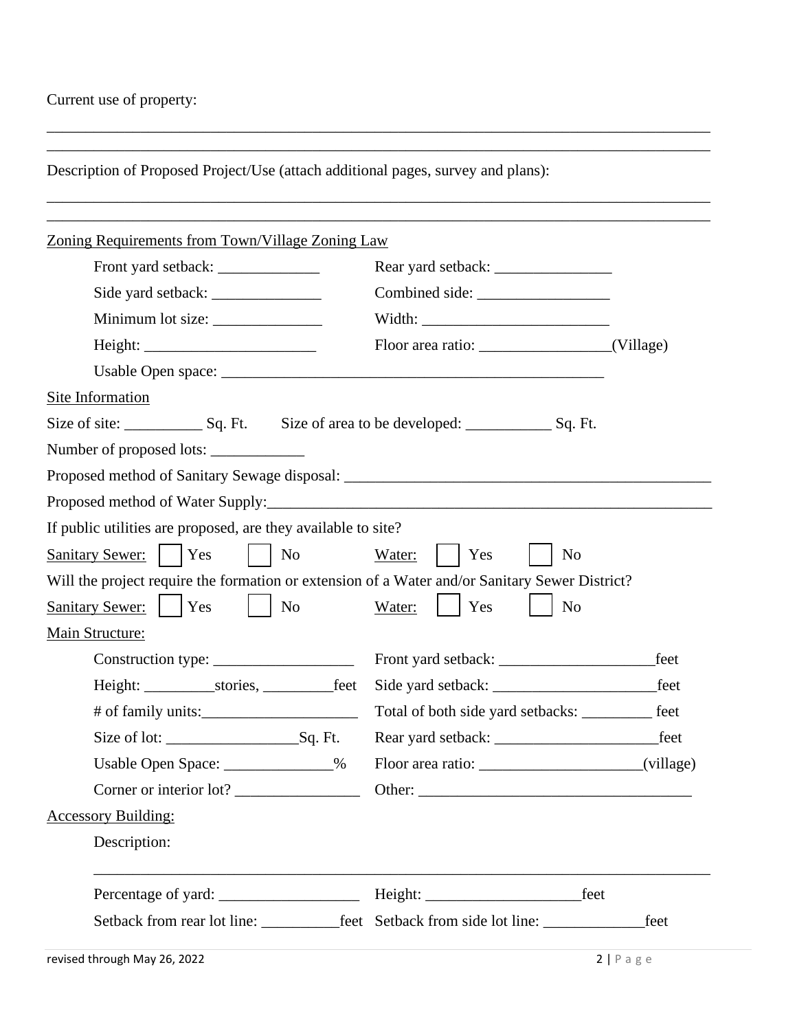Current use of property:

\_\_\_\_\_\_\_\_\_\_\_\_\_\_\_\_\_\_\_\_\_\_\_\_\_\_\_\_\_\_\_\_\_\_\_\_\_\_\_\_\_\_\_\_\_\_\_\_\_\_\_\_\_\_\_\_\_\_\_\_\_\_\_\_\_\_\_\_\_\_\_\_\_\_\_\_\_\_

\_\_\_\_\_\_\_\_\_\_\_\_\_\_\_\_\_\_\_\_\_\_\_\_\_\_\_\_\_\_\_\_\_\_\_\_\_\_\_\_\_\_\_\_\_\_\_\_\_\_\_\_\_\_\_\_\_\_\_\_\_\_\_\_\_\_\_\_\_\_\_\_\_\_\_\_\_\_

Description of Proposed Project/Use (attach additional pages, survey and plans):

\_\_\_\_\_\_\_\_\_\_\_\_\_\_\_\_\_\_\_\_\_\_\_\_\_\_\_\_\_\_\_\_\_\_\_\_\_\_\_\_\_\_\_\_\_\_\_\_\_\_\_\_\_\_\_\_\_\_\_\_\_\_\_\_\_\_\_\_\_\_\_\_\_\_\_\_\_\_

\_\_\_\_\_\_\_\_\_\_\_\_\_\_\_\_\_\_\_\_\_\_\_\_\_\_\_\_\_\_\_\_\_\_\_\_\_\_\_\_\_\_\_\_\_\_\_\_\_\_\_\_\_\_\_\_\_\_\_\_\_\_\_\_\_\_\_\_\_\_\_\_\_\_\_\_\_\_

<u>Zoning Requirements from Town/Village Zoning Law</u>

Front yard setback: \_\_\_\_\_\_\_\_\_\_\_\_\_ Rear yard setback: \_\_\_\_\_\_\_\_\_\_\_\_\_\_\_

Side yard setback: \_\_\_\_\_\_\_\_\_\_\_\_\_\_ Combined side: \_\_\_\_\_\_\_\_\_\_\_\_\_\_\_\_\_

Minimum lot size: \_\_\_\_\_\_\_\_\_\_\_\_\_\_ Width: \_\_\_\_\_\_\_\_\_\_\_\_\_\_\_\_\_\_\_\_\_\_\_\_

Height: \_\_\_\_\_\_\_\_\_\_\_\_\_\_\_\_\_\_\_\_\_\_ Floor area ratio: \_\_\_\_\_\_\_\_\_\_\_\_\_\_\_\_\_(Village)

Usable Open space: \_\_\_\_\_\_\_\_\_\_\_\_\_\_\_\_\_\_\_\_\_\_\_\_\_\_\_\_\_\_\_\_\_\_\_\_\_\_\_\_\_\_\_\_\_\_\_\_\_\_\_

<u>Site Information</u>

Size of site: \_\_\_\_\_\_\_\_\_\_ Sq. Ft. Size of area to be developed: \_\_\_\_\_\_\_\_\_\_\_ Sq. Ft.

Number of proposed lots: \_\_\_\_\_\_\_\_\_\_\_\_

Proposed method of Sanitary Sewage disposal: \_\_\_\_\_\_\_\_\_\_\_\_\_\_\_\_\_\_\_\_\_\_\_\_\_\_\_\_\_\_\_\_\_\_\_\_\_\_\_\_\_\_\_\_\_\_\_

Proposed method of Water Supply:\_\_\_\_\_\_\_\_\_\_\_\_\_\_\_\_\_\_\_\_\_\_\_\_\_\_\_\_\_\_\_\_\_\_\_\_\_\_\_\_\_\_\_\_\_\_\_\_\_\_\_\_\_\_\_\_\_\_

If public utilities are proposed, are they available to site?

<u>Sanitary Sewer:</u> ☐ Yes ☐ No <u>Water:</u> ☐ Yes ☐ No

Will the project require the formation or extension of a Water and/or Sanitary Sewer District?

<u>Sanitary Sewer:</u> ☐ Yes ☐ No <u>Water:</u> ☐ Yes ☐ No

<u>Main Structure:</u>

Construction type: \_\_\_\_\_\_\_\_\_\_\_\_\_\_\_\_\_\_ Front yard setback: \_\_\_\_\_\_\_\_\_\_\_\_\_\_\_\_\_\_\_\_feet

Height: \_\_\_\_\_\_\_\_\_stories, \_\_\_\_\_\_\_\_\_feet Side yard setback: \_\_\_\_\_\_\_\_\_\_\_\_\_\_\_\_\_\_\_\_\_feet

\# of family units:\_\_\_\_\_\_\_\_\_\_\_\_\_\_\_\_\_\_\_\_ Total of both side yard setbacks: \_\_\_\_\_\_\_\_\_ feet

Size of lot: \_\_\_\_\_\_\_\_\_\_\_\_\_\_\_\_\_Sq. Ft. Rear yard setback: \_\_\_\_\_\_\_\_\_\_\_\_\_\_\_\_\_\_\_\_\_feet

Usable Open Space: \_\_\_\_\_\_\_\_\_\_\_\_\_\_% Floor area ratio: \_\_\_\_\_\_\_\_\_\_\_\_\_\_\_\_\_\_\_\_\_(village)

Corner or interior lot? \_\_\_\_\_\_\_\_\_\_\_\_\_\_\_\_ Other: \_\_\_\_\_\_\_\_\_\_\_\_\_\_\_\_\_\_\_\_\_\_\_\_\_\_\_\_\_\_\_\_\_\_\_

<u>Accessory Building:</u>

Description:

\_\_\_\_\_\_\_\_\_\_\_\_\_\_\_\_\_\_\_\_\_\_\_\_\_\_\_\_\_\_\_\_\_\_\_\_\_\_\_\_\_\_\_\_\_\_\_\_\_\_\_\_\_\_\_\_\_\_\_\_\_\_\_\_\_\_\_\_\_\_\_\_\_\_

Percentage of yard: \_\_\_\_\_\_\_\_\_\_\_\_\_\_\_\_\_\_ Height: \_\_\_\_\_\_\_\_\_\_\_\_\_\_\_\_\_\_\_\_feet

Setback from rear lot line: \_\_\_\_\_\_\_\_\_\_feet Setback from side lot line: \_\_\_\_\_\_\_\_\_\_\_\_\_feet

revised through May 26, 2022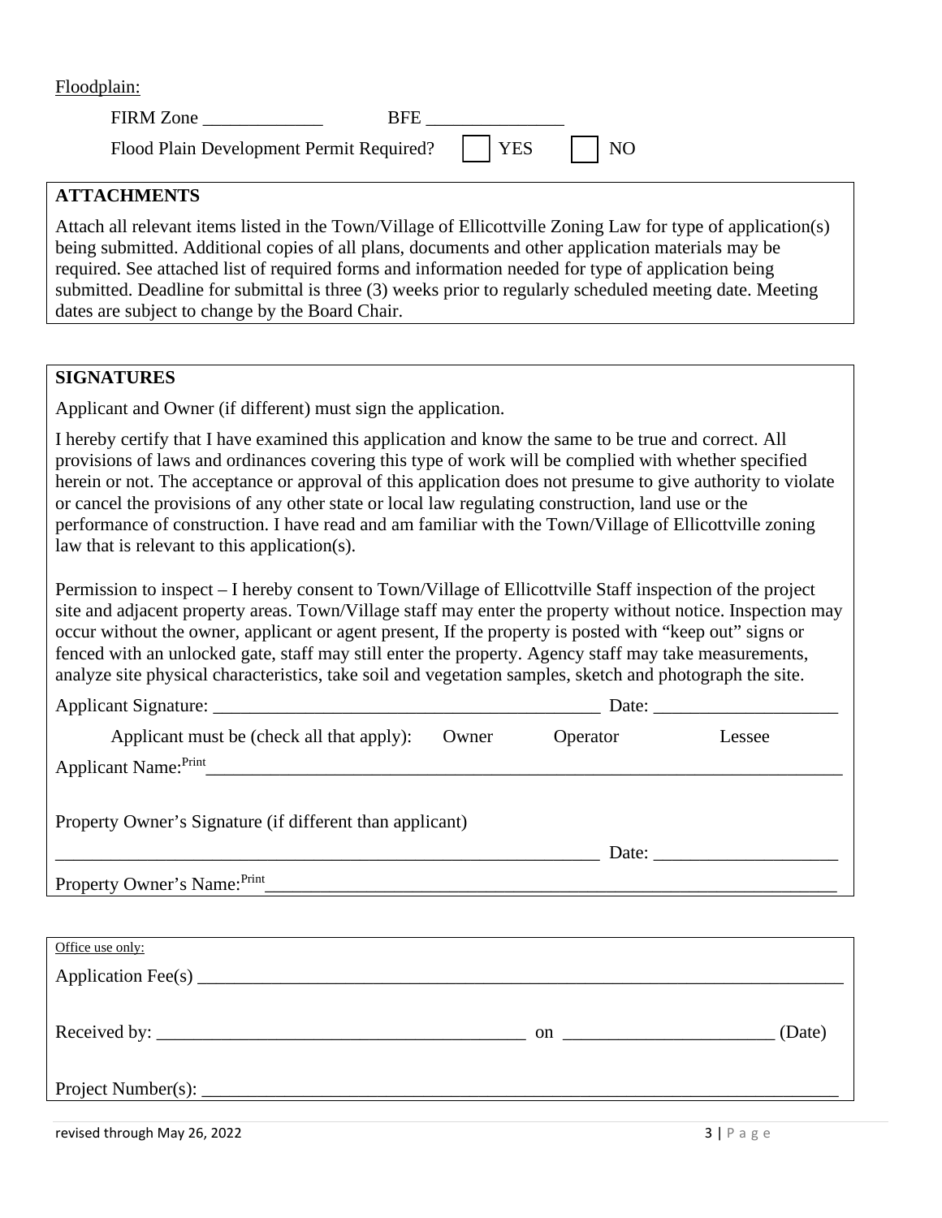Floodplain:

FIRM Zone _____________ BFE _______________

Flood Plain Development Permit Required? ☐ YES ☐ NO

## ATTACHMENTS

Attach all relevant items listed in the Town/Village of Ellicottville Zoning Law for type of application(s) being submitted. Additional copies of all plans, documents and other application materials may be required. See attached list of required forms and information needed for type of application being submitted. Deadline for submittal is three (3) weeks prior to regularly scheduled meeting date. Meeting dates are subject to change by the Board Chair.

## SIGNATURES

Applicant and Owner (if different) must sign the application.

I hereby certify that I have examined this application and know the same to be true and correct. All provisions of laws and ordinances covering this type of work will be complied with whether specified herein or not. The acceptance or approval of this application does not presume to give authority to violate or cancel the provisions of any other state or local law regulating construction, land use or the performance of construction. I have read and am familiar with the Town/Village of Ellicottville zoning law that is relevant to this application(s).

Permission to inspect – I hereby consent to Town/Village of Ellicottville Staff inspection of the project site and adjacent property areas. Town/Village staff may enter the property without notice. Inspection may occur without the owner, applicant or agent present, If the property is posted with "keep out" signs or fenced with an unlocked gate, staff may still enter the property. Agency staff may take measurements, analyze site physical characteristics, take soil and vegetation samples, sketch and photograph the site.

Applicant Signature: ___________________________________________ Date: ___________________

Applicant must be (check all that apply): Owner Operator Lessee

Applicant Name: Print _____________________________________________________________________

Property Owner's Signature (if different than applicant)

____________________________________________________________ Date: ___________________

Property Owner's Name: Print ______________________________________________________________

Office use only:

Application Fee(s) ________________________________________________________________________

Received by: ________________________________________ on ______________________ (Date)

Project Number(s): _________________________________________________________________________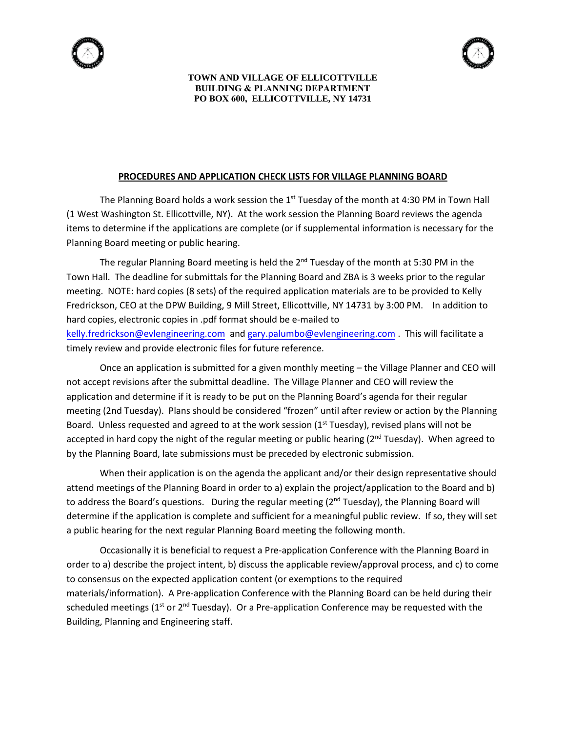**TOWN AND VILLAGE OF ELLICOTTVILLE**
**BUILDING & PLANNING DEPARTMENT**
**PO BOX 600, ELLICOTTVILLE, NY 14731**

## PROCEDURES AND APPLICATION CHECK LISTS FOR VILLAGE PLANNING BOARD

The Planning Board holds a work session the 1st Tuesday of the month at 4:30 PM in Town Hall (1 West Washington St. Ellicottville, NY). At the work session the Planning Board reviews the agenda items to determine if the applications are complete (or if supplemental information is necessary for the Planning Board meeting or public hearing.

The regular Planning Board meeting is held the 2nd Tuesday of the month at 5:30 PM in the Town Hall. The deadline for submittals for the Planning Board and ZBA is 3 weeks prior to the regular meeting. NOTE: hard copies (8 sets) of the required application materials are to be provided to Kelly Fredrickson, CEO at the DPW Building, 9 Mill Street, Ellicottville, NY 14731 by 3:00 PM. In addition to hard copies, electronic copies in .pdf format should be e-mailed to kelly.fredrickson@evlengineering.com and gary.palumbo@evlengineering.com . This will facilitate a timely review and provide electronic files for future reference.

Once an application is submitted for a given monthly meeting – the Village Planner and CEO will not accept revisions after the submittal deadline. The Village Planner and CEO will review the application and determine if it is ready to be put on the Planning Board's agenda for their regular meeting (2nd Tuesday). Plans should be considered "frozen" until after review or action by the Planning Board. Unless requested and agreed to at the work session (1st Tuesday), revised plans will not be accepted in hard copy the night of the regular meeting or public hearing (2nd Tuesday). When agreed to by the Planning Board, late submissions must be preceded by electronic submission.

When their application is on the agenda the applicant and/or their design representative should attend meetings of the Planning Board in order to a) explain the project/application to the Board and b) to address the Board's questions. During the regular meeting (2nd Tuesday), the Planning Board will determine if the application is complete and sufficient for a meaningful public review. If so, they will set a public hearing for the next regular Planning Board meeting the following month.

Occasionally it is beneficial to request a Pre-application Conference with the Planning Board in order to a) describe the project intent, b) discuss the applicable review/approval process, and c) to come to consensus on the expected application content (or exemptions to the required materials/information). A Pre-application Conference with the Planning Board can be held during their scheduled meetings (1st or 2nd Tuesday). Or a Pre-application Conference may be requested with the Building, Planning and Engineering staff.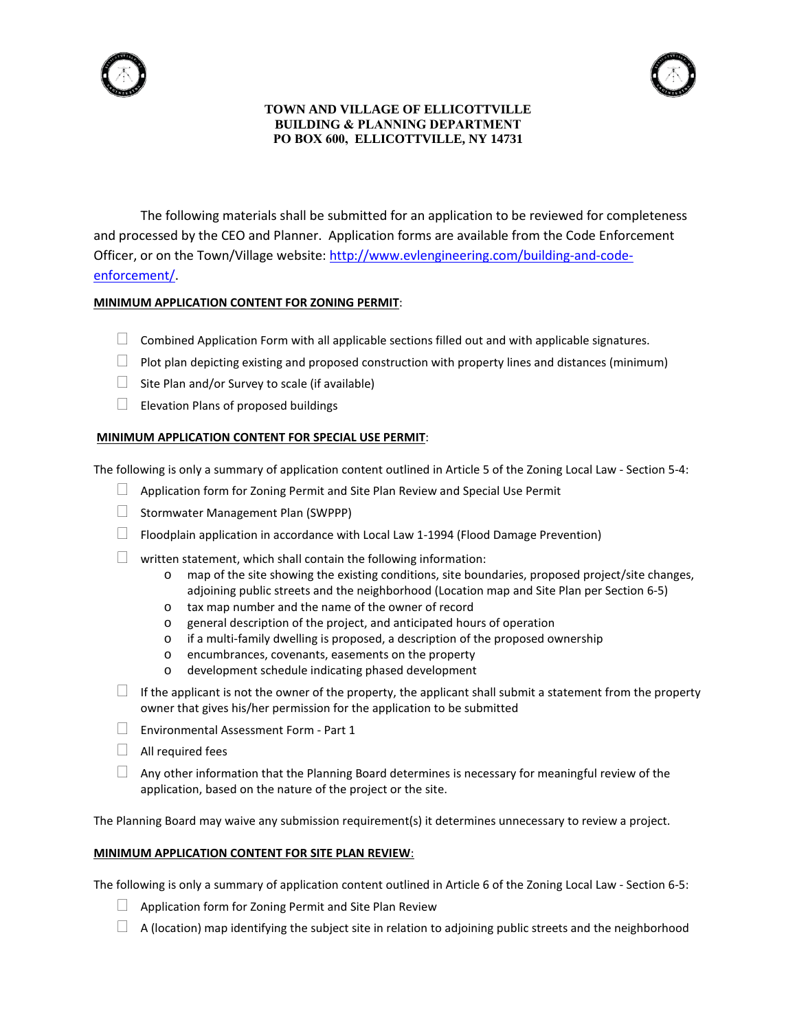**TOWN AND VILLAGE OF ELLICOTTVILLE**
**BUILDING & PLANNING DEPARTMENT**
**PO BOX 600, ELLICOTTVILLE, NY 14731**

The following materials shall be submitted for an application to be reviewed for completeness and processed by the CEO and Planner. Application forms are available from the Code Enforcement Officer, or on the Town/Village website: [http://www.evlengineering.com/building-and-code-enforcement/](http://www.evlengineering.com/building-and-code-enforcement/).

**MINIMUM APPLICATION CONTENT FOR ZONING PERMIT**:

- ☐ Combined Application Form with all applicable sections filled out and with applicable signatures.
- ☐ Plot plan depicting existing and proposed construction with property lines and distances (minimum)
- ☐ Site Plan and/or Survey to scale (if available)
- ☐ Elevation Plans of proposed buildings

**MINIMUM APPLICATION CONTENT FOR SPECIAL USE PERMIT**:

The following is only a summary of application content outlined in Article 5 of the Zoning Local Law - Section 5-4:

- ☐ Application form for Zoning Permit and Site Plan Review and Special Use Permit
- ☐ Stormwater Management Plan (SWPPP)
- ☐ Floodplain application in accordance with Local Law 1-1994 (Flood Damage Prevention)
- ☐ written statement, which shall contain the following information:
  - map of the site showing the existing conditions, site boundaries, proposed project/site changes, adjoining public streets and the neighborhood (Location map and Site Plan per Section 6-5)
  - tax map number and the name of the owner of record
  - general description of the project, and anticipated hours of operation
  - if a multi-family dwelling is proposed, a description of the proposed ownership
  - encumbrances, covenants, easements on the property
  - development schedule indicating phased development
- ☐ If the applicant is not the owner of the property, the applicant shall submit a statement from the property owner that gives his/her permission for the application to be submitted
- ☐ Environmental Assessment Form - Part 1
- ☐ All required fees
- ☐ Any other information that the Planning Board determines is necessary for meaningful review of the application, based on the nature of the project or the site.

The Planning Board may waive any submission requirement(s) it determines unnecessary to review a project.

**MINIMUM APPLICATION CONTENT FOR SITE PLAN REVIEW**:

The following is only a summary of application content outlined in Article 6 of the Zoning Local Law - Section 6-5:

- ☐ Application form for Zoning Permit and Site Plan Review
- ☐ A (location) map identifying the subject site in relation to adjoining public streets and the neighborhood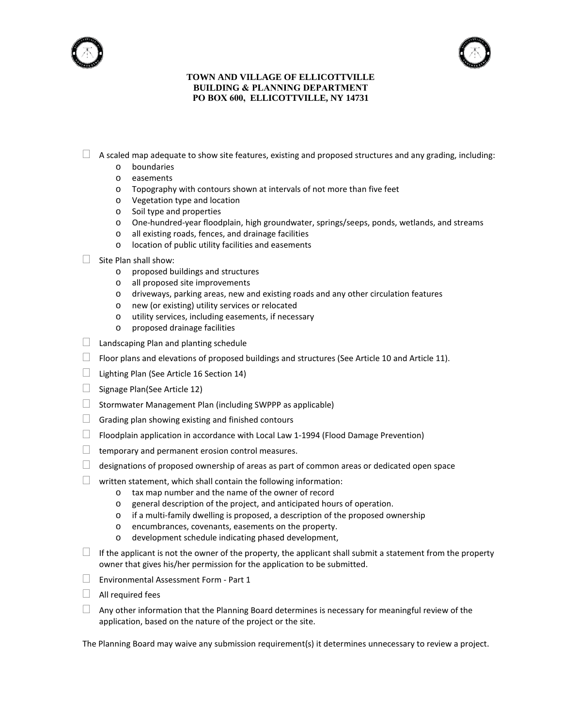**TOWN AND VILLAGE OF ELLICOTTVILLE**
**BUILDING & PLANNING DEPARTMENT**
**PO BOX 600, ELLICOTTVILLE, NY 14731**

- ☐ A scaled map adequate to show site features, existing and proposed structures and any grading, including:
  - boundaries
  - easements
  - Topography with contours shown at intervals of not more than five feet
  - Vegetation type and location
  - Soil type and properties
  - One-hundred-year floodplain, high groundwater, springs/seeps, ponds, wetlands, and streams
  - all existing roads, fences, and drainage facilities
  - location of public utility facilities and easements
- ☐ Site Plan shall show:
  - proposed buildings and structures
  - all proposed site improvements
  - driveways, parking areas, new and existing roads and any other circulation features
  - new (or existing) utility services or relocated
  - utility services, including easements, if necessary
  - proposed drainage facilities
- ☐ Landscaping Plan and planting schedule
- ☐ Floor plans and elevations of proposed buildings and structures (See Article 10 and Article 11).
- ☐ Lighting Plan (See Article 16 Section 14)
- ☐ Signage Plan(See Article 12)
- ☐ Stormwater Management Plan (including SWPPP as applicable)
- ☐ Grading plan showing existing and finished contours
- ☐ Floodplain application in accordance with Local Law 1-1994 (Flood Damage Prevention)
- ☐ temporary and permanent erosion control measures.
- ☐ designations of proposed ownership of areas as part of common areas or dedicated open space
- ☐ written statement, which shall contain the following information:
  - tax map number and the name of the owner of record
  - general description of the project, and anticipated hours of operation.
  - if a multi-family dwelling is proposed, a description of the proposed ownership
  - encumbrances, covenants, easements on the property.
  - development schedule indicating phased development,
- ☐ If the applicant is not the owner of the property, the applicant shall submit a statement from the property owner that gives his/her permission for the application to be submitted.
- ☐ Environmental Assessment Form - Part 1
- ☐ All required fees
- ☐ Any other information that the Planning Board determines is necessary for meaningful review of the application, based on the nature of the project or the site.

The Planning Board may waive any submission requirement(s) it determines unnecessary to review a project.